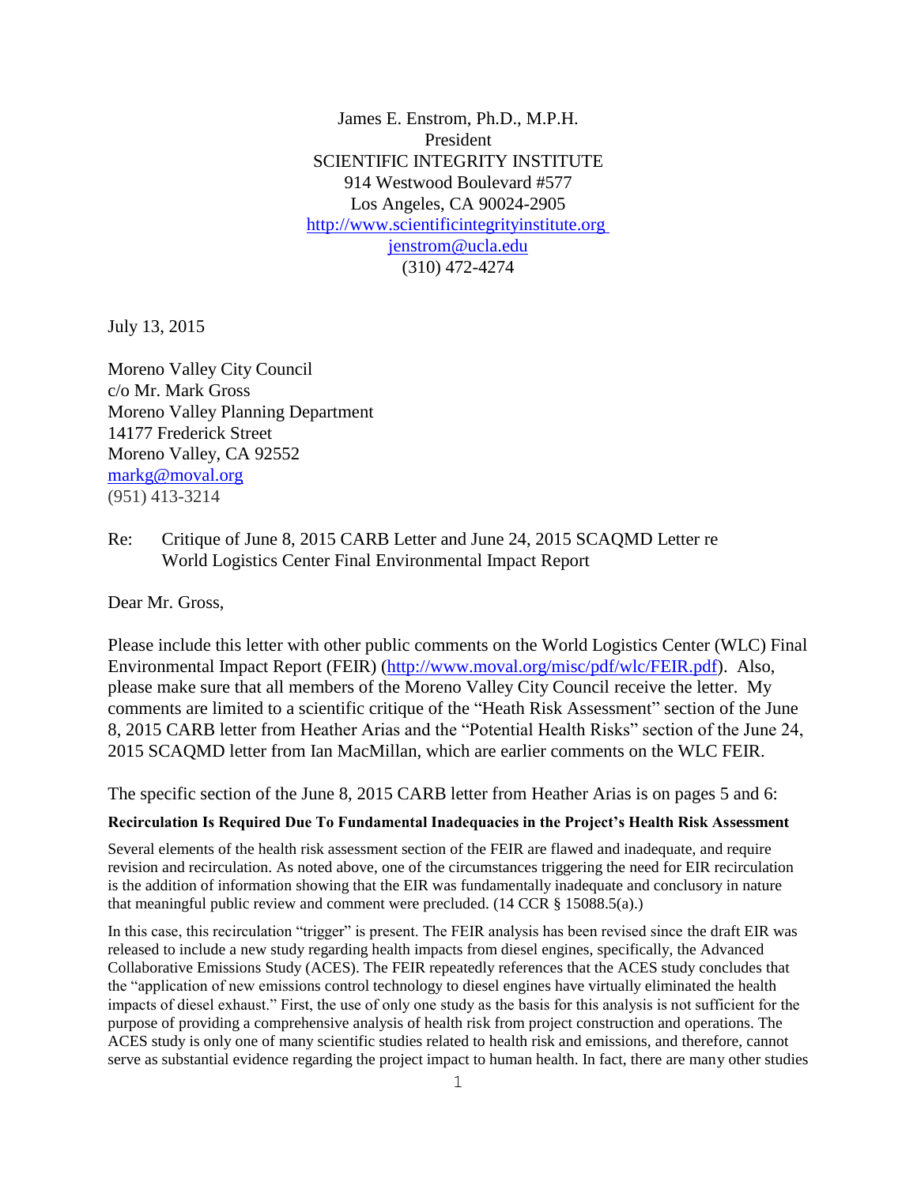James E. Enstrom, Ph.D., M.P.H.
President
SCIENTIFIC INTEGRITY INSTITUTE
914 Westwood Boulevard #577
Los Angeles, CA 90024-2905
http://www.scientificintegrityinstitute.org
jenstrom@ucla.edu
(310) 472-4274

July 13, 2015

Moreno Valley City Council
c/o Mr. Mark Gross
Moreno Valley Planning Department
14177 Frederick Street
Moreno Valley, CA 92552
markg@moval.org
(951) 413-3214

Re: Critique of June 8, 2015 CARB Letter and June 24, 2015 SCAQMD Letter re World Logistics Center Final Environmental Impact Report

Dear Mr. Gross,

Please include this letter with other public comments on the World Logistics Center (WLC) Final Environmental Impact Report (FEIR) (http://www.moval.org/misc/pdf/wlc/FEIR.pdf). Also, please make sure that all members of the Moreno Valley City Council receive the letter. My comments are limited to a scientific critique of the "Heath Risk Assessment" section of the June 8, 2015 CARB letter from Heather Arias and the "Potential Health Risks" section of the June 24, 2015 SCAQMD letter from Ian MacMillan, which are earlier comments on the WLC FEIR.

The specific section of the June 8, 2015 CARB letter from Heather Arias is on pages 5 and 6:

**Recirculation Is Required Due To Fundamental Inadequacies in the Project's Health Risk Assessment**

Several elements of the health risk assessment section of the FEIR are flawed and inadequate, and require revision and recirculation. As noted above, one of the circumstances triggering the need for EIR recirculation is the addition of information showing that the EIR was fundamentally inadequate and conclusory in nature that meaningful public review and comment were precluded. (14 CCR § 15088.5(a).)

In this case, this recirculation "trigger" is present. The FEIR analysis has been revised since the draft EIR was released to include a new study regarding health impacts from diesel engines, specifically, the Advanced Collaborative Emissions Study (ACES). The FEIR repeatedly references that the ACES study concludes that the "application of new emissions control technology to diesel engines have virtually eliminated the health impacts of diesel exhaust." First, the use of only one study as the basis for this analysis is not sufficient for the purpose of providing a comprehensive analysis of health risk from project construction and operations. The ACES study is only one of many scientific studies related to health risk and emissions, and therefore, cannot serve as substantial evidence regarding the project impact to human health. In fact, there are many other studies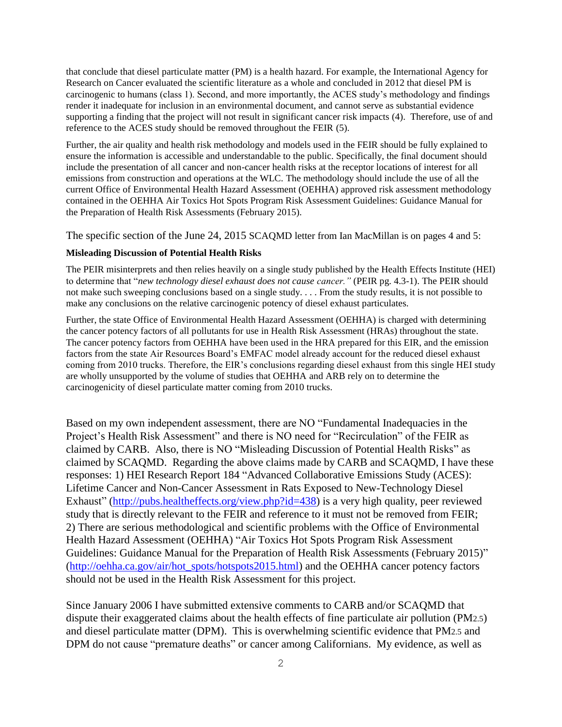that conclude that diesel particulate matter (PM) is a health hazard. For example, the International Agency for Research on Cancer evaluated the scientific literature as a whole and concluded in 2012 that diesel PM is carcinogenic to humans (class 1). Second, and more importantly, the ACES study's methodology and findings render it inadequate for inclusion in an environmental document, and cannot serve as substantial evidence supporting a finding that the project will not result in significant cancer risk impacts (4). Therefore, use of and reference to the ACES study should be removed throughout the FEIR (5).

Further, the air quality and health risk methodology and models used in the FEIR should be fully explained to ensure the information is accessible and understandable to the public. Specifically, the final document should include the presentation of all cancer and non-cancer health risks at the receptor locations of interest for all emissions from construction and operations at the WLC. The methodology should include the use of all the current Office of Environmental Health Hazard Assessment (OEHHA) approved risk assessment methodology contained in the OEHHA Air Toxics Hot Spots Program Risk Assessment Guidelines: Guidance Manual for the Preparation of Health Risk Assessments (February 2015).

The specific section of the June 24, 2015 SCAQMD letter from Ian MacMillan is on pages 4 and 5:

**Misleading Discussion of Potential Health Risks**

The PEIR misinterprets and then relies heavily on a single study published by the Health Effects Institute (HEI) to determine that "*new technology diesel exhaust does not cause cancer."* (PEIR pg. 4.3-1). The PEIR should not make such sweeping conclusions based on a single study. . . . From the study results, it is not possible to make any conclusions on the relative carcinogenic potency of diesel exhaust particulates.

Further, the state Office of Environmental Health Hazard Assessment (OEHHA) is charged with determining the cancer potency factors of all pollutants for use in Health Risk Assessment (HRAs) throughout the state. The cancer potency factors from OEHHA have been used in the HRA prepared for this EIR, and the emission factors from the state Air Resources Board's EMFAC model already account for the reduced diesel exhaust coming from 2010 trucks. Therefore, the EIR's conclusions regarding diesel exhaust from this single HEI study are wholly unsupported by the volume of studies that OEHHA and ARB rely on to determine the carcinogenicity of diesel particulate matter coming from 2010 trucks.

Based on my own independent assessment, there are NO "Fundamental Inadequacies in the Project's Health Risk Assessment" and there is NO need for "Recirculation" of the FEIR as claimed by CARB. Also, there is NO "Misleading Discussion of Potential Health Risks" as claimed by SCAQMD. Regarding the above claims made by CARB and SCAQMD, I have these responses: 1) HEI Research Report 184 "Advanced Collaborative Emissions Study (ACES): Lifetime Cancer and Non-Cancer Assessment in Rats Exposed to New-Technology Diesel Exhaust" (http://pubs.healtheffects.org/view.php?id=438) is a very high quality, peer reviewed study that is directly relevant to the FEIR and reference to it must not be removed from FEIR; 2) There are serious methodological and scientific problems with the Office of Environmental Health Hazard Assessment (OEHHA) "Air Toxics Hot Spots Program Risk Assessment Guidelines: Guidance Manual for the Preparation of Health Risk Assessments (February 2015)" (http://oehha.ca.gov/air/hot_spots/hotspots2015.html) and the OEHHA cancer potency factors should not be used in the Health Risk Assessment for this project.

Since January 2006 I have submitted extensive comments to CARB and/or SCAQMD that dispute their exaggerated claims about the health effects of fine particulate air pollution ($PM_{2.5}$) and diesel particulate matter (DPM). This is overwhelming scientific evidence that $PM_{2.5}$ and DPM do not cause "premature deaths" or cancer among Californians. My evidence, as well as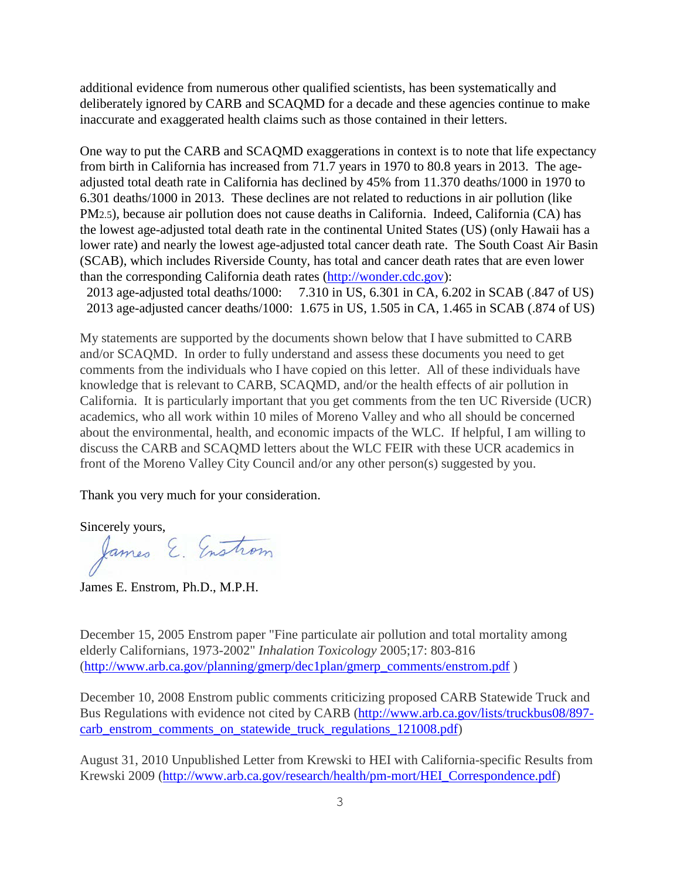additional evidence from numerous other qualified scientists, has been systematically and deliberately ignored by CARB and SCAQMD for a decade and these agencies continue to make inaccurate and exaggerated health claims such as those contained in their letters.

One way to put the CARB and SCAQMD exaggerations in context is to note that life expectancy from birth in California has increased from 71.7 years in 1970 to 80.8 years in 2013. The age-adjusted total death rate in California has declined by 45% from 11.370 deaths/1000 in 1970 to 6.301 deaths/1000 in 2013. These declines are not related to reductions in air pollution (like $PM_{2.5}$), because air pollution does not cause deaths in California. Indeed, California (CA) has the lowest age-adjusted total death rate in the continental United States (US) (only Hawaii has a lower rate) and nearly the lowest age-adjusted total cancer death rate. The South Coast Air Basin (SCAB), which includes Riverside County, has total and cancer death rates that are even lower than the corresponding California death rates (http://wonder.cdc.gov):

2013 age-adjusted total deaths/1000: 7.310 in US, 6.301 in CA, 6.202 in SCAB (.847 of US)
2013 age-adjusted cancer deaths/1000: 1.675 in US, 1.505 in CA, 1.465 in SCAB (.874 of US)

My statements are supported by the documents shown below that I have submitted to CARB and/or SCAQMD. In order to fully understand and assess these documents you need to get comments from the individuals who I have copied on this letter. All of these individuals have knowledge that is relevant to CARB, SCAQMD, and/or the health effects of air pollution in California. It is particularly important that you get comments from the ten UC Riverside (UCR) academics, who all work within 10 miles of Moreno Valley and who all should be concerned about the environmental, health, and economic impacts of the WLC. If helpful, I am willing to discuss the CARB and SCAQMD letters about the WLC FEIR with these UCR academics in front of the Moreno Valley City Council and/or any other person(s) suggested by you.

Thank you very much for your consideration.

Sincerely yours,

James E. Enstrom

James E. Enstrom, Ph.D., M.P.H.

December 15, 2005 Enstrom paper "Fine particulate air pollution and total mortality among elderly Californians, 1973-2002" *Inhalation Toxicology* 2005;17: 803-816 (http://www.arb.ca.gov/planning/gmerp/dec1plan/gmerp_comments/enstrom.pdf )

December 10, 2008 Enstrom public comments criticizing proposed CARB Statewide Truck and Bus Regulations with evidence not cited by CARB (http://www.arb.ca.gov/lists/truckbus08/897-carb_enstrom_comments_on_statewide_truck_regulations_121008.pdf)

August 31, 2010 Unpublished Letter from Krewski to HEI with California-specific Results from Krewski 2009 (http://www.arb.ca.gov/research/health/pm-mort/HEI_Correspondence.pdf)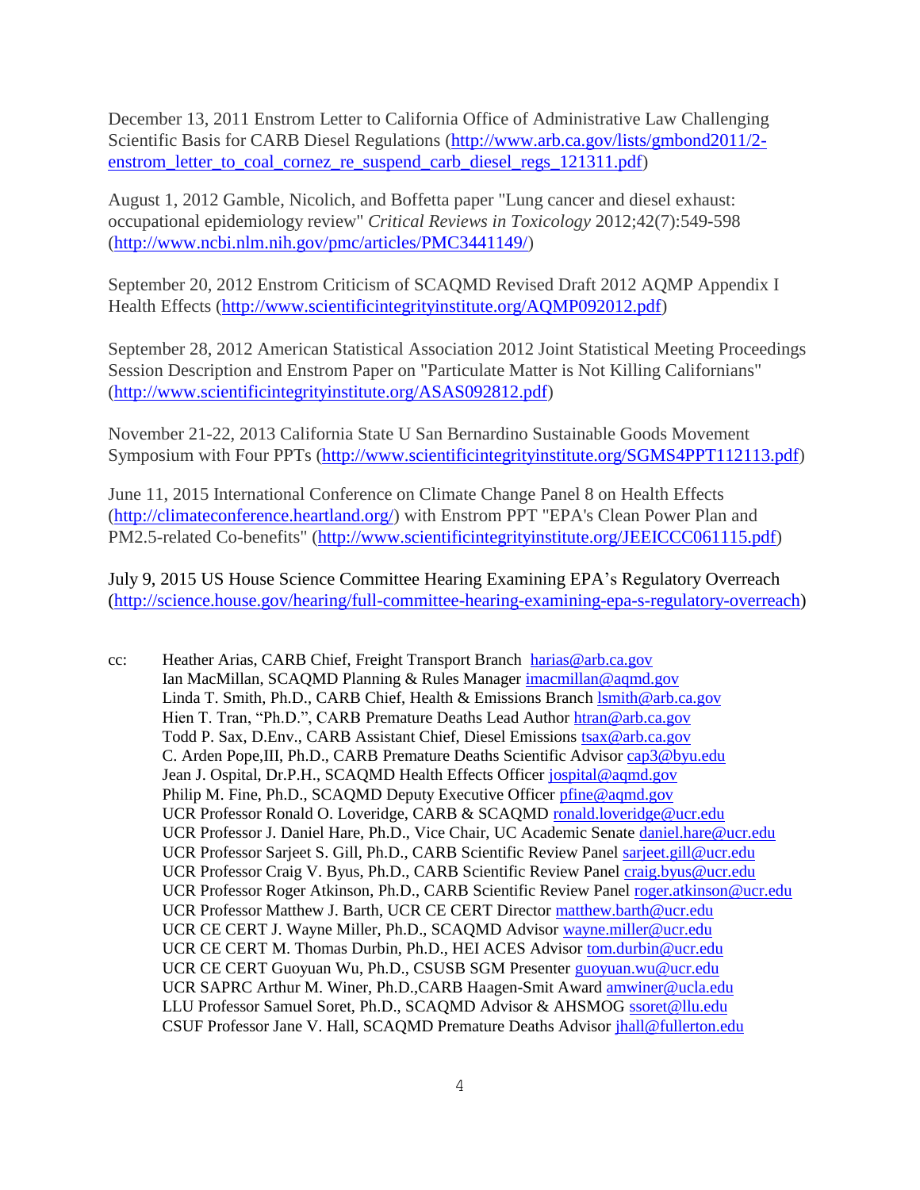December 13, 2011 Enstrom Letter to California Office of Administrative Law Challenging Scientific Basis for CARB Diesel Regulations (http://www.arb.ca.gov/lists/gmbond2011/2-enstrom_letter_to_coal_cornez_re_suspend_carb_diesel_regs_121311.pdf)

August 1, 2012 Gamble, Nicolich, and Boffetta paper "Lung cancer and diesel exhaust: occupational epidemiology review" *Critical Reviews in Toxicology* 2012;42(7):549-598 (http://www.ncbi.nlm.nih.gov/pmc/articles/PMC3441149/)

September 20, 2012 Enstrom Criticism of SCAQMD Revised Draft 2012 AQMP Appendix I Health Effects (http://www.scientificintegrityinstitute.org/AQMP092012.pdf)

September 28, 2012 American Statistical Association 2012 Joint Statistical Meeting Proceedings Session Description and Enstrom Paper on "Particulate Matter is Not Killing Californians" (http://www.scientificintegrityinstitute.org/ASAS092812.pdf)

November 21-22, 2013 California State U San Bernardino Sustainable Goods Movement Symposium with Four PPTs (http://www.scientificintegrityinstitute.org/SGMS4PPT112113.pdf)

June 11, 2015 International Conference on Climate Change Panel 8 on Health Effects (http://climateconference.heartland.org/) with Enstrom PPT "EPA's Clean Power Plan and PM2.5-related Co-benefits" (http://www.scientificintegrityinstitute.org/JEEICCC061115.pdf)

July 9, 2015 US House Science Committee Hearing Examining EPA's Regulatory Overreach (http://science.house.gov/hearing/full-committee-hearing-examining-epa-s-regulatory-overreach)

cc: Heather Arias, CARB Chief, Freight Transport Branch harias@arb.ca.gov
Ian MacMillan, SCAQMD Planning & Rules Manager imacmillan@aqmd.gov
Linda T. Smith, Ph.D., CARB Chief, Health & Emissions Branch lsmith@arb.ca.gov
Hien T. Tran, "Ph.D.", CARB Premature Deaths Lead Author htran@arb.ca.gov
Todd P. Sax, D.Env., CARB Assistant Chief, Diesel Emissions tsax@arb.ca.gov
C. Arden Pope,III, Ph.D., CARB Premature Deaths Scientific Advisor cap3@byu.edu
Jean J. Ospital, Dr.P.H., SCAQMD Health Effects Officer jospital@aqmd.gov
Philip M. Fine, Ph.D., SCAQMD Deputy Executive Officer pfine@aqmd.gov
UCR Professor Ronald O. Loveridge, CARB & SCAQMD ronald.loveridge@ucr.edu
UCR Professor J. Daniel Hare, Ph.D., Vice Chair, UC Academic Senate daniel.hare@ucr.edu
UCR Professor Sarjeet S. Gill, Ph.D., CARB Scientific Review Panel sarjeet.gill@ucr.edu
UCR Professor Craig V. Byus, Ph.D., CARB Scientific Review Panel craig.byus@ucr.edu
UCR Professor Roger Atkinson, Ph.D., CARB Scientific Review Panel roger.atkinson@ucr.edu
UCR Professor Matthew J. Barth, UCR CE CERT Director matthew.barth@ucr.edu
UCR CE CERT J. Wayne Miller, Ph.D., SCAQMD Advisor wayne.miller@ucr.edu
UCR CE CERT M. Thomas Durbin, Ph.D., HEI ACES Advisor tom.durbin@ucr.edu
UCR CE CERT Guoyuan Wu, Ph.D., CSUSB SGM Presenter guoyuan.wu@ucr.edu
UCR SAPRC Arthur M. Winer, Ph.D.,CARB Haagen-Smit Award amwiner@ucla.edu
LLU Professor Samuel Soret, Ph.D., SCAQMD Advisor & AHSMOG ssoret@llu.edu
CSUF Professor Jane V. Hall, SCAQMD Premature Deaths Advisor jhall@fullerton.edu